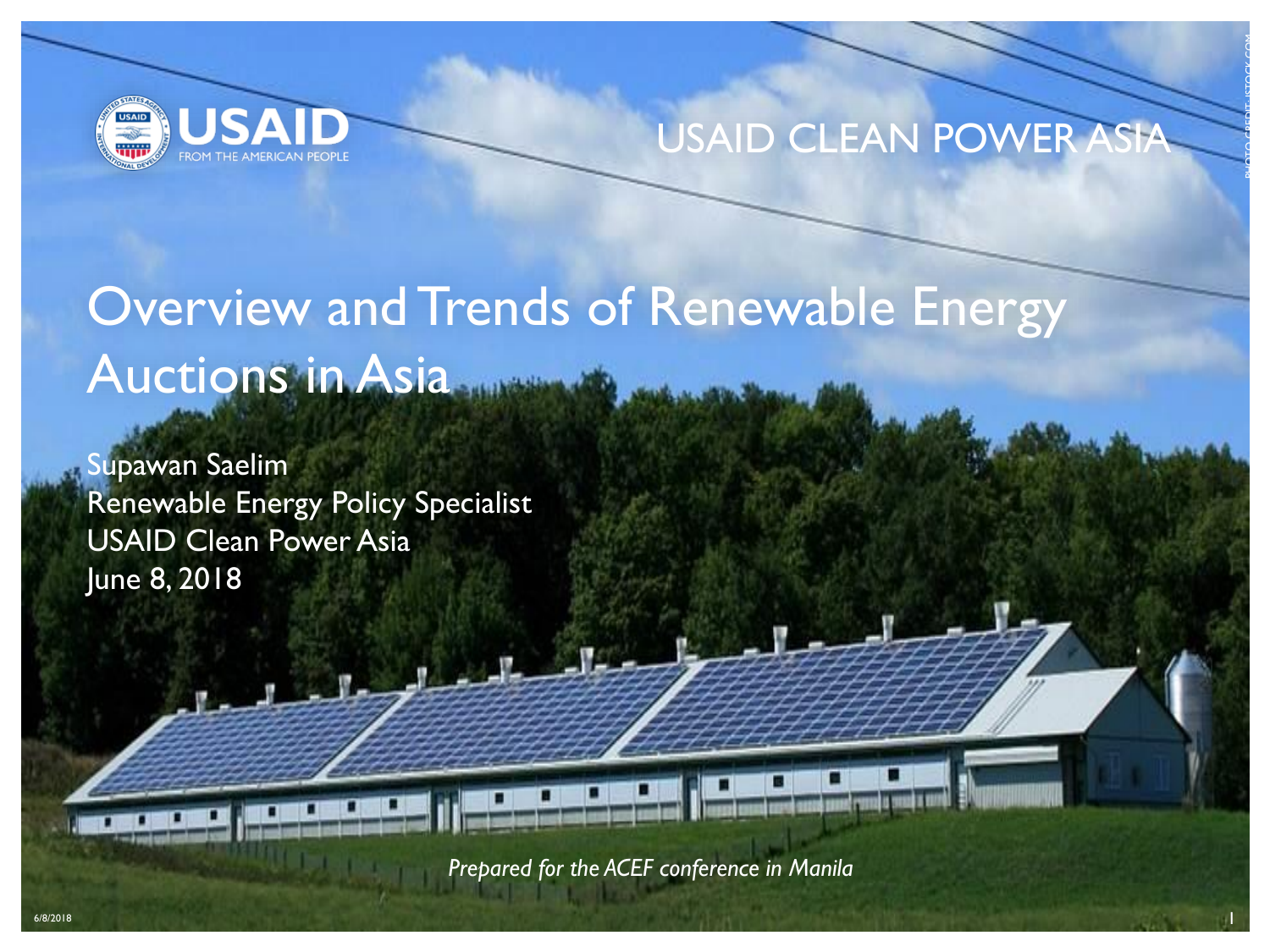USAID FROM THE AMERICAN PEOPLE

USAID CLEAN POWER ASIA

# Overview and Trends of Renewable Energy Auctions in Asia

Supawan Saelim
Renewable Energy Policy Specialist
USAID Clean Power Asia
June 8, 2018

*Prepared for the ACEF conference in Manila*

PHOTO CREDIT: ISTOCK.COM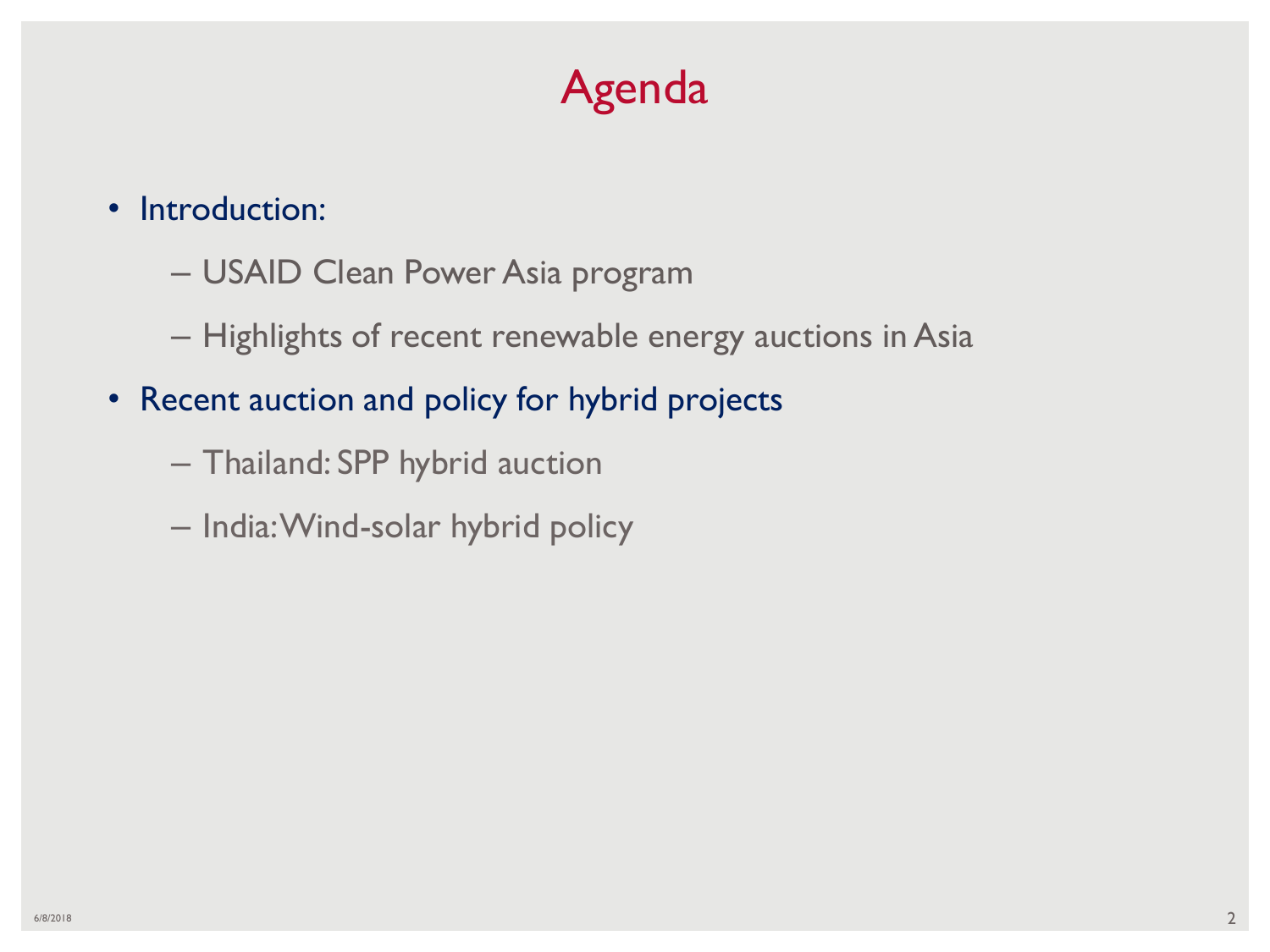# Agenda

- Introduction:
  - USAID Clean Power Asia program
  - Highlights of recent renewable energy auctions in Asia
- Recent auction and policy for hybrid projects
  - Thailand: SPP hybrid auction
  - India: Wind-solar hybrid policy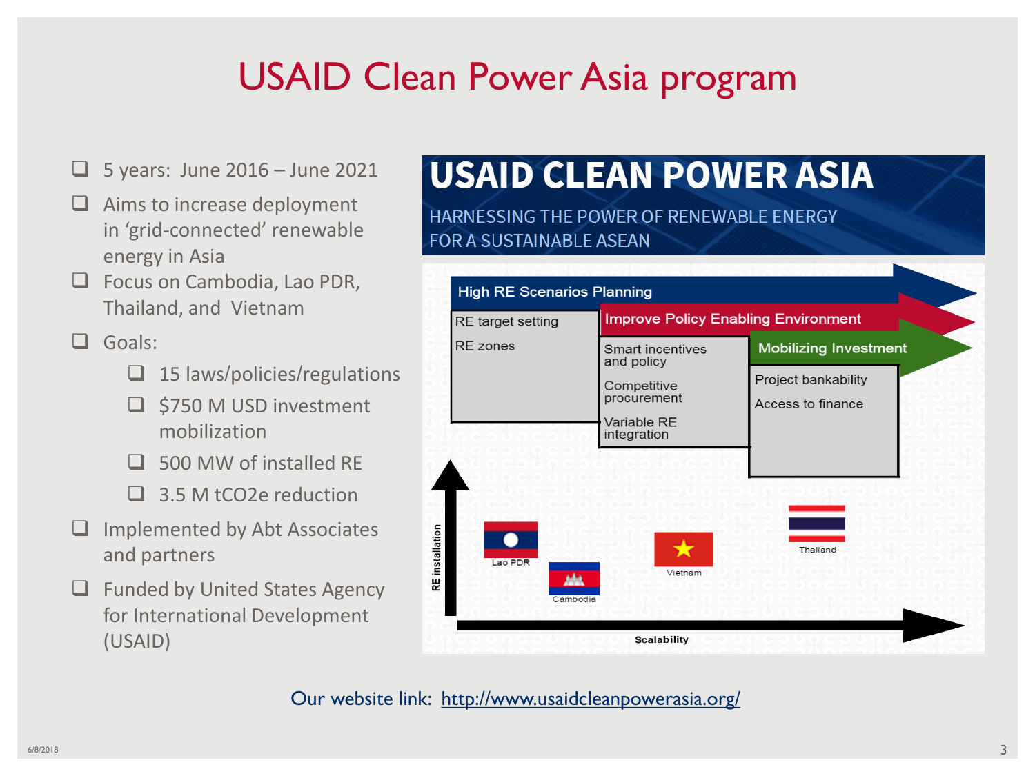# USAID Clean Power Asia program

- 5 years: June 2016 – June 2021
- Aims to increase deployment in 'grid-connected' renewable energy in Asia
- Focus on Cambodia, Lao PDR, Thailand, and Vietnam
- Goals:
  - 15 laws/policies/regulations
  - $750 M USD investment mobilization
  - 500 MW of installed RE
  - 3.5 M tCO2e reduction
- Implemented by Abt Associates and partners
- Funded by United States Agency for International Development (USAID)

## USAID CLEAN POWER ASIA

HARNESSING THE POWER OF RENEWABLE ENERGY FOR A SUSTAINABLE ASEAN

**High RE Scenarios Planning**
- RE target setting
- RE zones

**Improve Policy Enabling Environment**
- Smart incentives and policy
- Competitive procurement
- Variable RE integration

**Mobilizing Investment**
- Project bankability
- Access to finance

RE installation

Lao PDR, Cambodia, Vietnam, Thailand

Scalability

Our website link: http://www.usaidcleanpowerasia.org/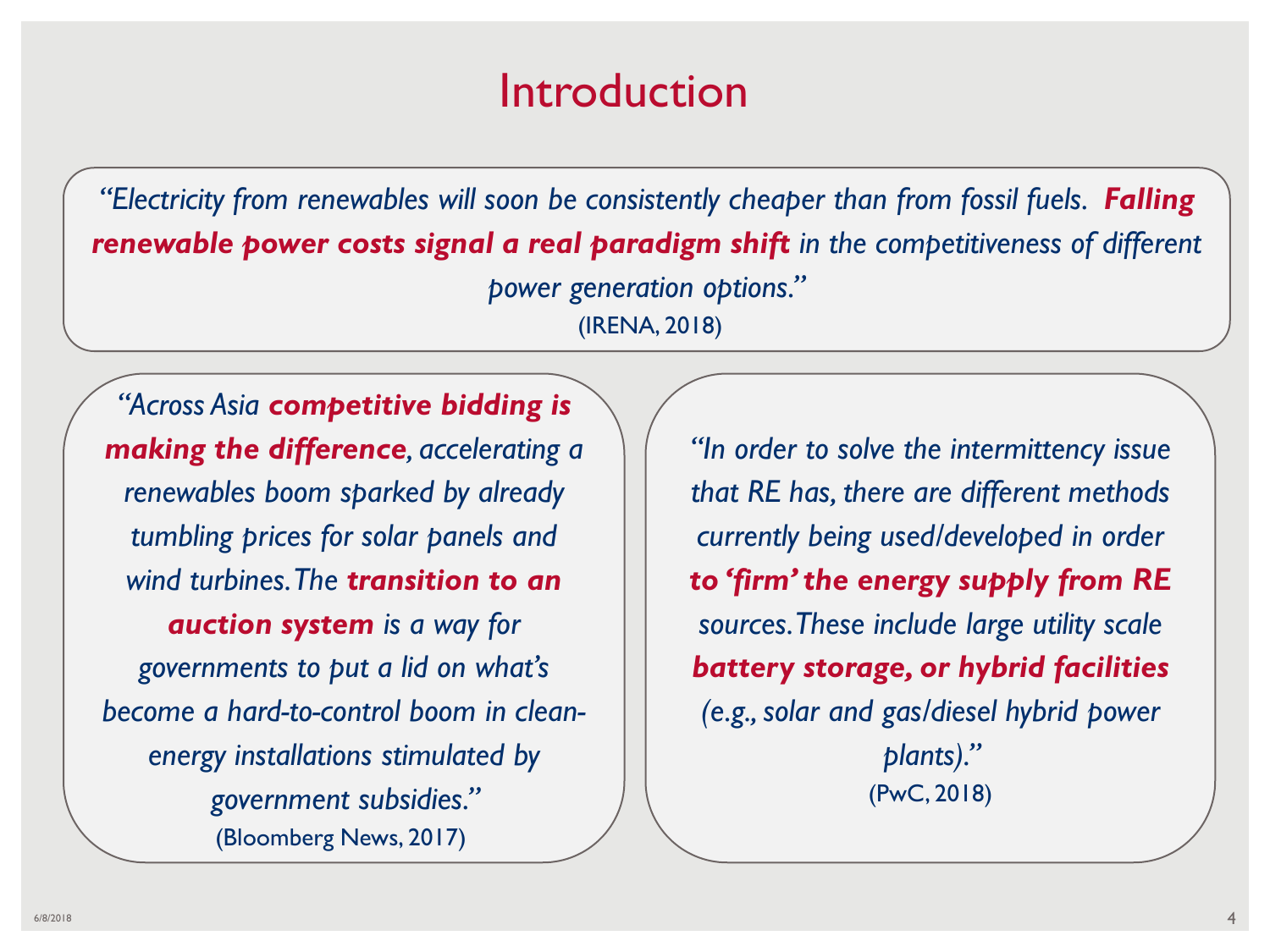# Introduction

*"Electricity from renewables will soon be consistently cheaper than from fossil fuels.* ***Falling renewable power costs signal a real paradigm shift*** *in the competitiveness of different power generation options."*

(IRENA, 2018)

*"Across Asia* ***competitive bidding is making the difference****, accelerating a renewables boom sparked by already tumbling prices for solar panels and wind turbines. The* ***transition to an auction system*** *is a way for governments to put a lid on what's become a hard-to-control boom in clean-energy installations stimulated by government subsidies."*

(Bloomberg News, 2017)

*"In order to solve the intermittency issue that RE has, there are different methods currently being used/developed in order* ***to 'firm' the energy supply from RE*** *sources. These include large utility scale* ***battery storage, or hybrid facilities*** *(e.g., solar and gas/diesel hybrid power plants)."*

(PwC, 2018)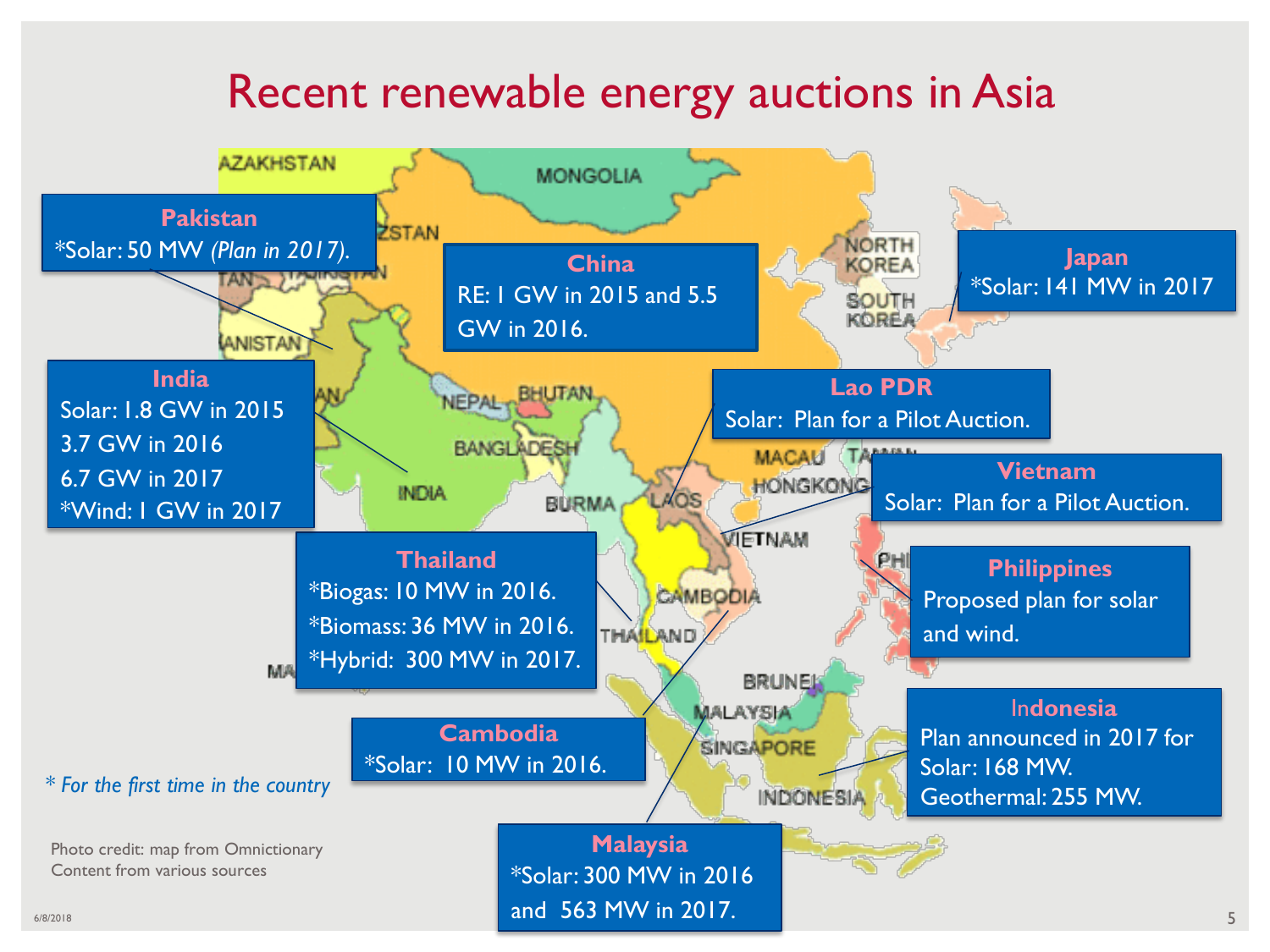# Recent renewable energy auctions in Asia

**Pakistan**
*Solar: 50 MW *(Plan in 2017).*

**China**
RE: 1 GW in 2015 and 5.5 GW in 2016.

**Japan**
*Solar: 141 MW in 2017

**India**
Solar: 1.8 GW in 2015
3.7 GW in 2016
6.7 GW in 2017
*Wind: 1 GW in 2017

**Lao PDR**
Solar: Plan for a Pilot Auction.

**Vietnam**
Solar: Plan for a Pilot Auction.

**Thailand**
*Biogas: 10 MW in 2016.
*Biomass: 36 MW in 2016.
*Hybrid: 300 MW in 2017.

**Philippines**
Proposed plan for solar and wind.

**Cambodia**
*Solar: 10 MW in 2016.

**Indonesia**
Plan announced in 2017 for
Solar: 168 MW.
Geothermal: 255 MW.

**Malaysia**
*Solar: 300 MW in 2016 and 563 MW in 2017.

*\* For the first time in the country*

Photo credit: map from Omnictionary
Content from various sources

6/8/2018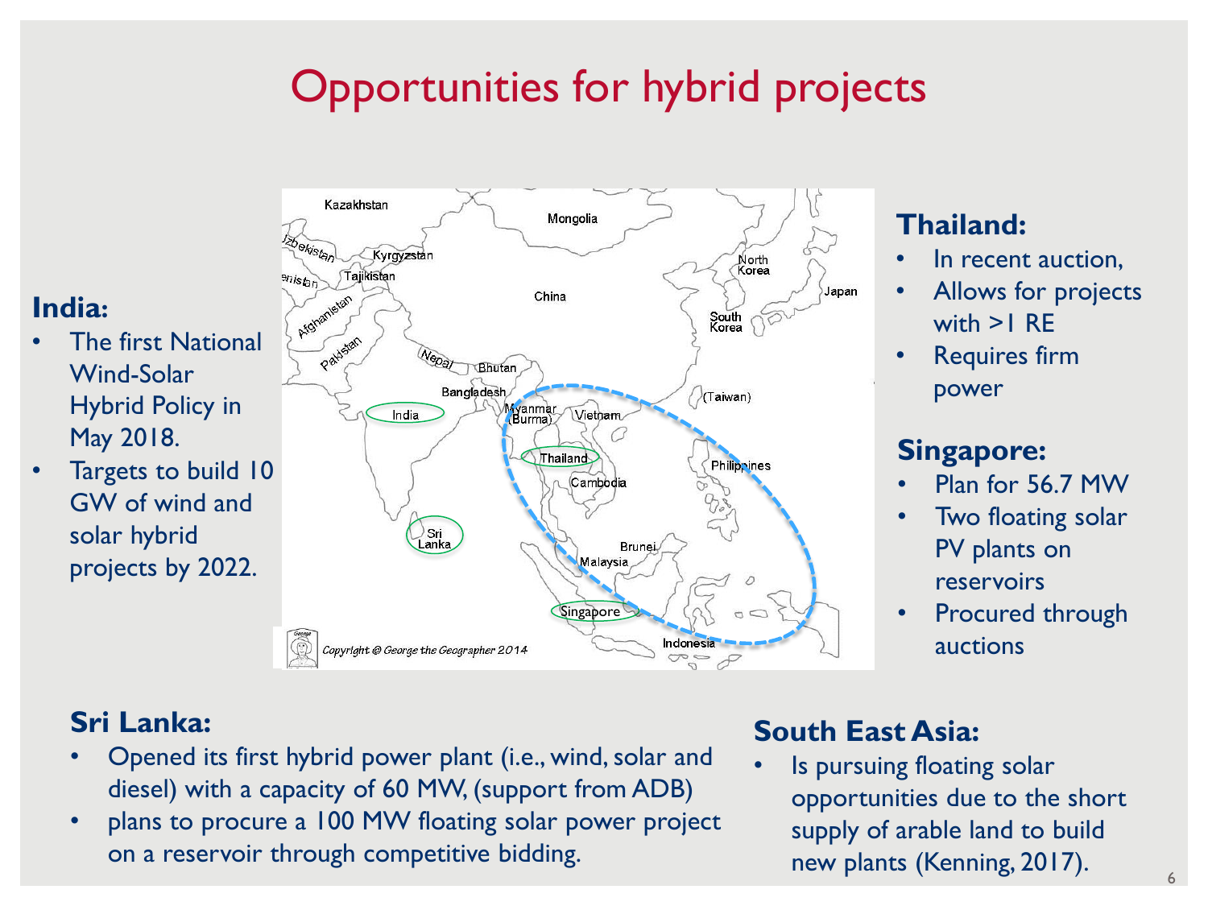# Opportunities for hybrid projects

**India:**

- The first National Wind-Solar Hybrid Policy in May 2018.
- Targets to build 10 GW of wind and solar hybrid projects by 2022.

**Thailand:**

- In recent auction,
- Allows for projects with >1 RE
- Requires firm power

**Singapore:**

- Plan for 56.7 MW
- Two floating solar PV plants on reservoirs
- Procured through auctions

**Sri Lanka:**

- Opened its first hybrid power plant (i.e., wind, solar and diesel) with a capacity of 60 MW, (support from ADB)
- plans to procure a 100 MW floating solar power project on a reservoir through competitive bidding.

**South East Asia:**

- Is pursuing floating solar opportunities due to the short supply of arable land to build new plants (Kenning, 2017).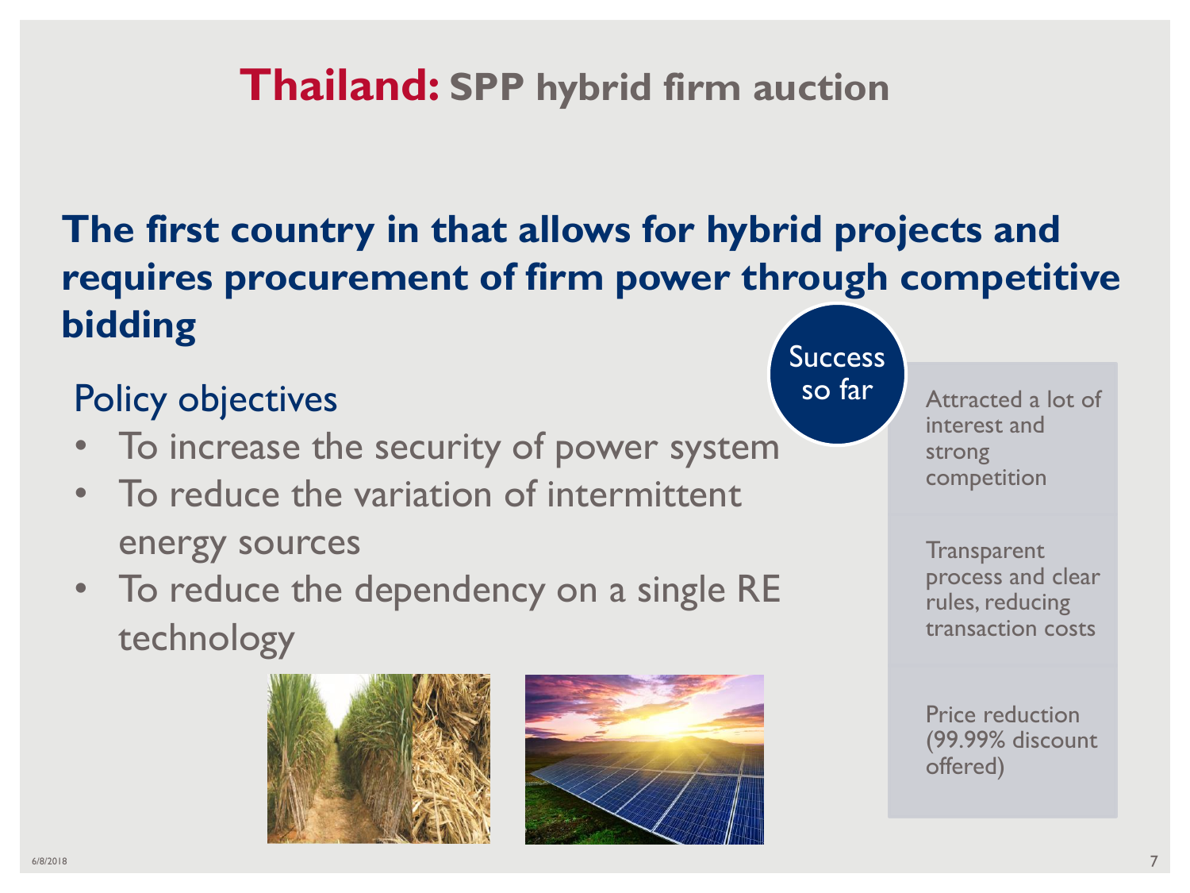# Thailand: SPP hybrid firm auction

## The first country in that allows for hybrid projects and requires procurement of firm power through competitive bidding

### Policy objectives

- To increase the security of power system
- To reduce the variation of intermittent energy sources
- To reduce the dependency on a single RE technology

### Success so far

- Attracted a lot of interest and strong competition
- Transparent process and clear rules, reducing transaction costs
- Price reduction (99.99% discount offered)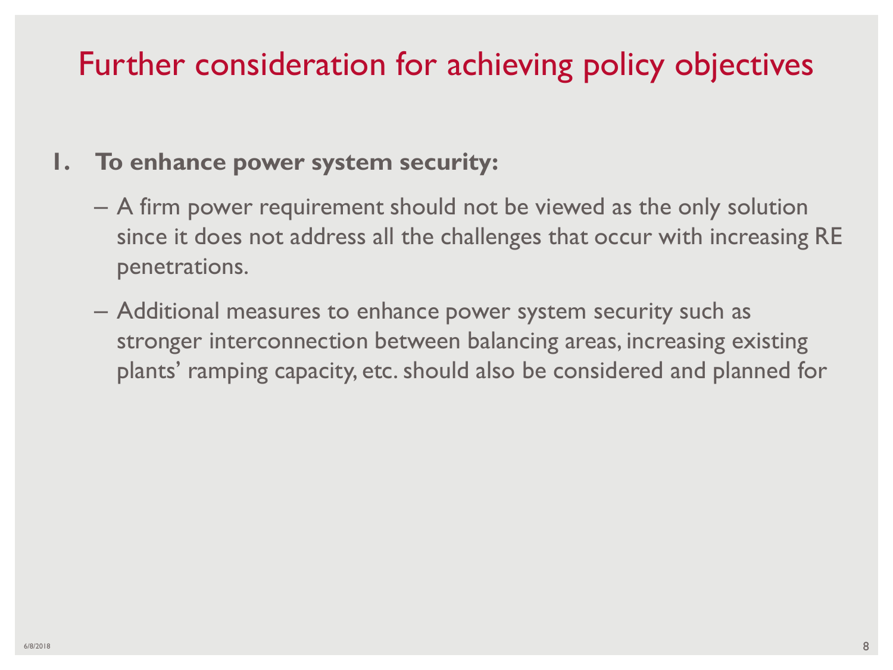# Further consideration for achieving policy objectives

1. **To enhance power system security:**
   - A firm power requirement should not be viewed as the only solution since it does not address all the challenges that occur with increasing RE penetrations.
   - Additional measures to enhance power system security such as stronger interconnection between balancing areas, increasing existing plants' ramping capacity, etc. should also be considered and planned for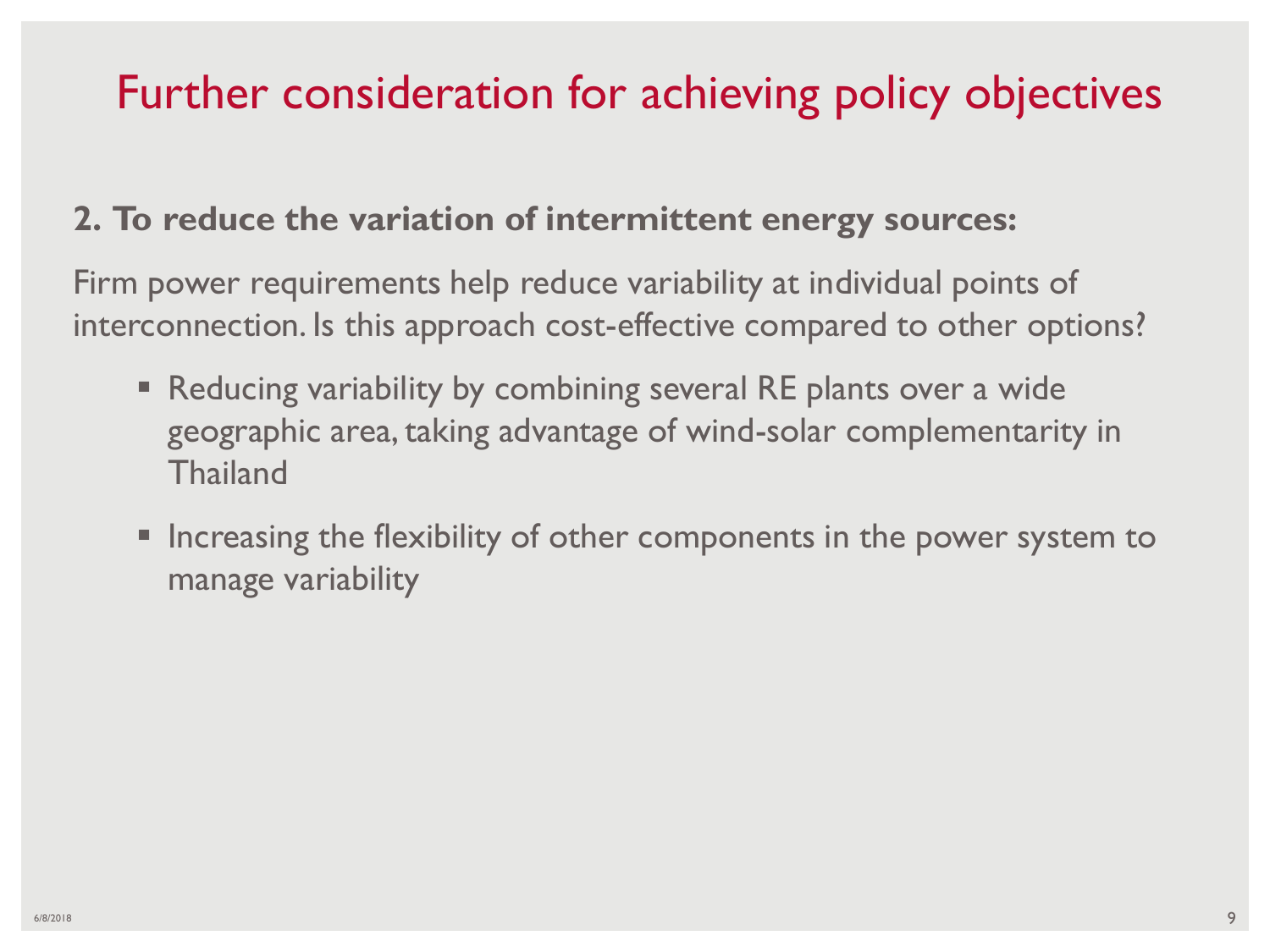# Further consideration for achieving policy objectives

**2. To reduce the variation of intermittent energy sources:**

Firm power requirements help reduce variability at individual points of interconnection. Is this approach cost-effective compared to other options?

- Reducing variability by combining several RE plants over a wide geographic area, taking advantage of wind-solar complementarity in Thailand
- Increasing the flexibility of other components in the power system to manage variability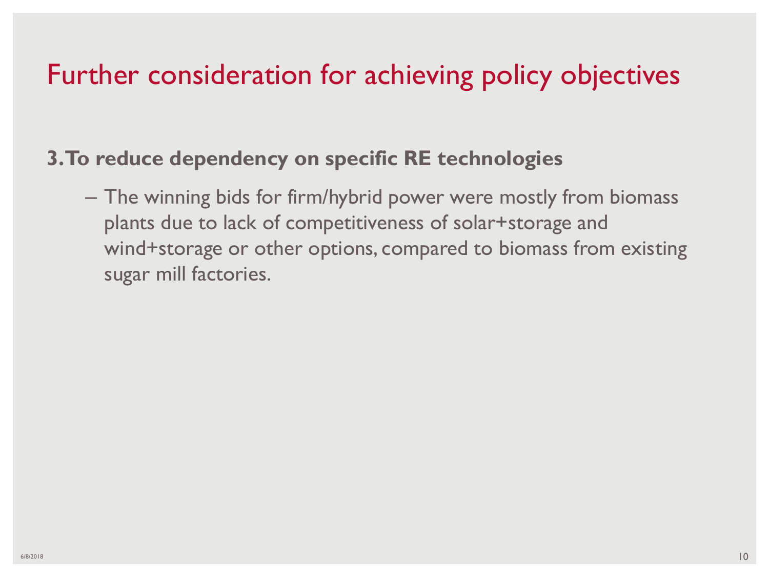# Further consideration for achieving policy objectives

**3. To reduce dependency on specific RE technologies**

- The winning bids for firm/hybrid power were mostly from biomass plants due to lack of competitiveness of solar+storage and wind+storage or other options, compared to biomass from existing sugar mill factories.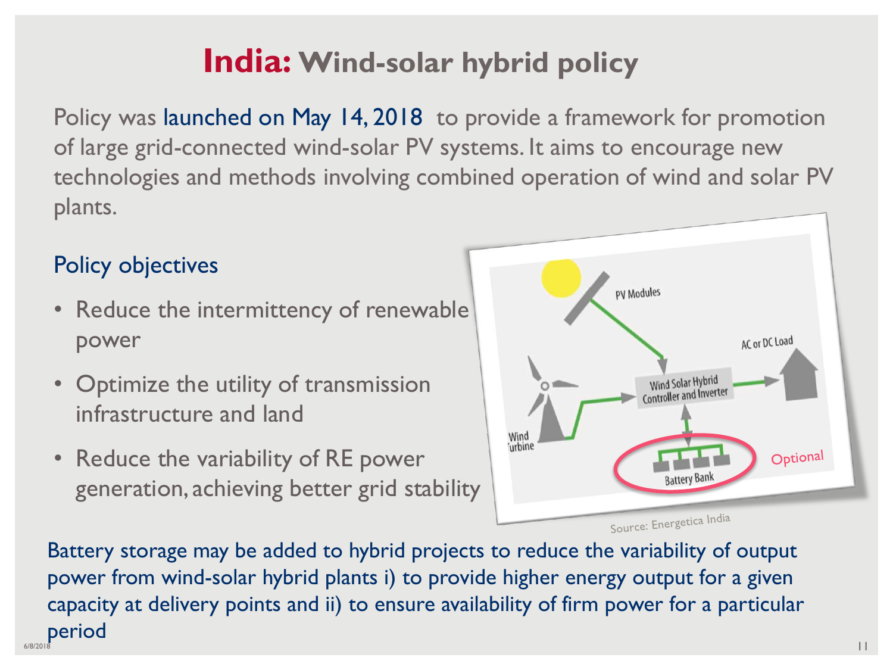# India: Wind-solar hybrid policy

Policy was launched on May 14, 2018 to provide a framework for promotion of large grid-connected wind-solar PV systems. It aims to encourage new technologies and methods involving combined operation of wind and solar PV plants.

## Policy objectives

- Reduce the intermittency of renewable power
- Optimize the utility of transmission infrastructure and land
- Reduce the variability of RE power generation, achieving better grid stability

Source: Energetica India

Battery storage may be added to hybrid projects to reduce the variability of output power from wind-solar hybrid plants i) to provide higher energy output for a given capacity at delivery points and ii) to ensure availability of firm power for a particular period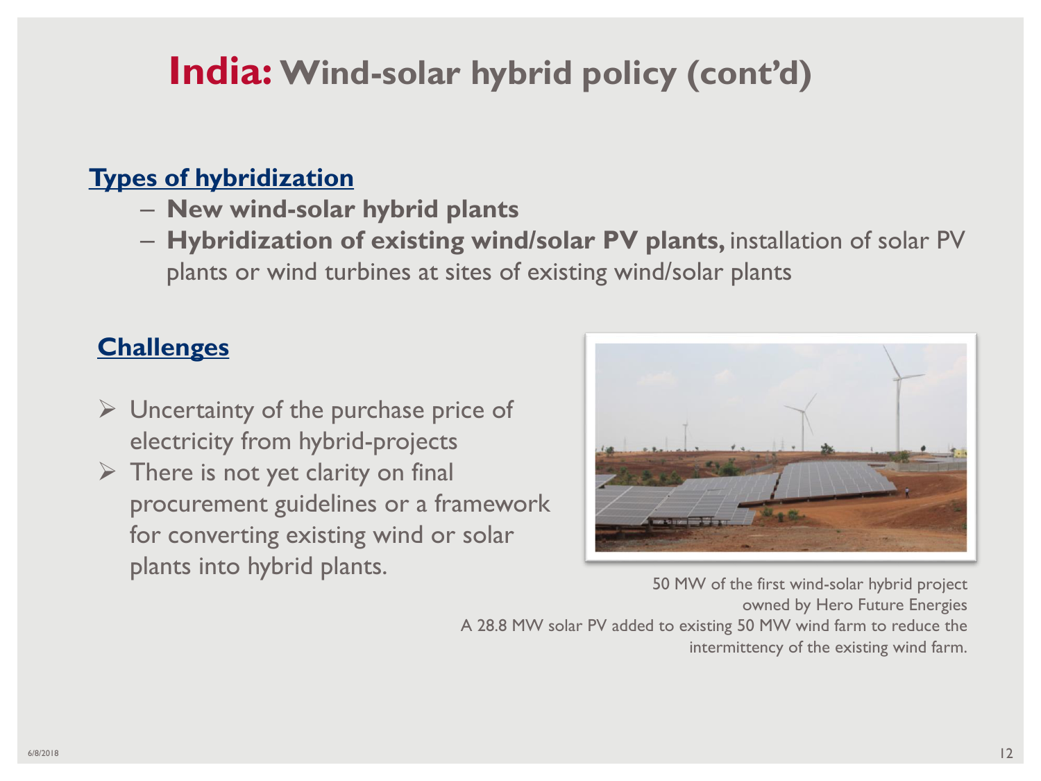# **India:** Wind-solar hybrid policy (cont'd)

**Types of hybridization**

- **New wind-solar hybrid plants**
- **Hybridization of existing wind/solar PV plants,** installation of solar PV plants or wind turbines at sites of existing wind/solar plants

**Challenges**

- Uncertainty of the purchase price of electricity from hybrid-projects
- There is not yet clarity on final procurement guidelines or a framework for converting existing wind or solar plants into hybrid plants.

50 MW of the first wind-solar hybrid project owned by Hero Future Energies
A 28.8 MW solar PV added to existing 50 MW wind farm to reduce the intermittency of the existing wind farm.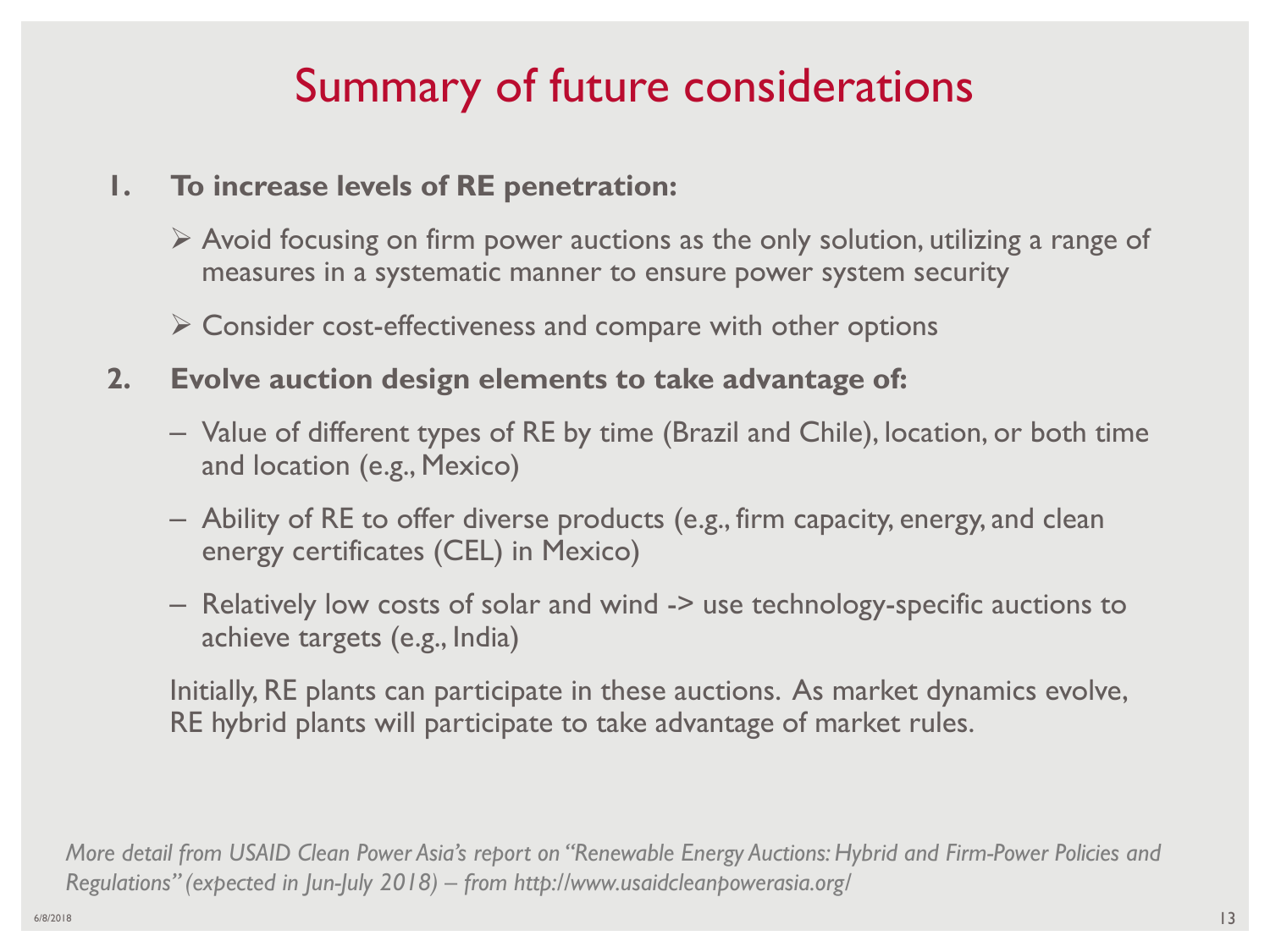# Summary of future considerations

1. **To increase levels of RE penetration:**
   - Avoid focusing on firm power auctions as the only solution, utilizing a range of measures in a systematic manner to ensure power system security
   - Consider cost-effectiveness and compare with other options

2. **Evolve auction design elements to take advantage of:**
   - Value of different types of RE by time (Brazil and Chile), location, or both time and location (e.g., Mexico)
   - Ability of RE to offer diverse products (e.g., firm capacity, energy, and clean energy certificates (CEL) in Mexico)
   - Relatively low costs of solar and wind -> use technology-specific auctions to achieve targets (e.g., India)

   Initially, RE plants can participate in these auctions. As market dynamics evolve, RE hybrid plants will participate to take advantage of market rules.

*More detail from USAID Clean Power Asia's report on "Renewable Energy Auctions: Hybrid and Firm-Power Policies and Regulations" (expected in Jun-July 2018) – from http://www.usaidcleanpowerasia.org/*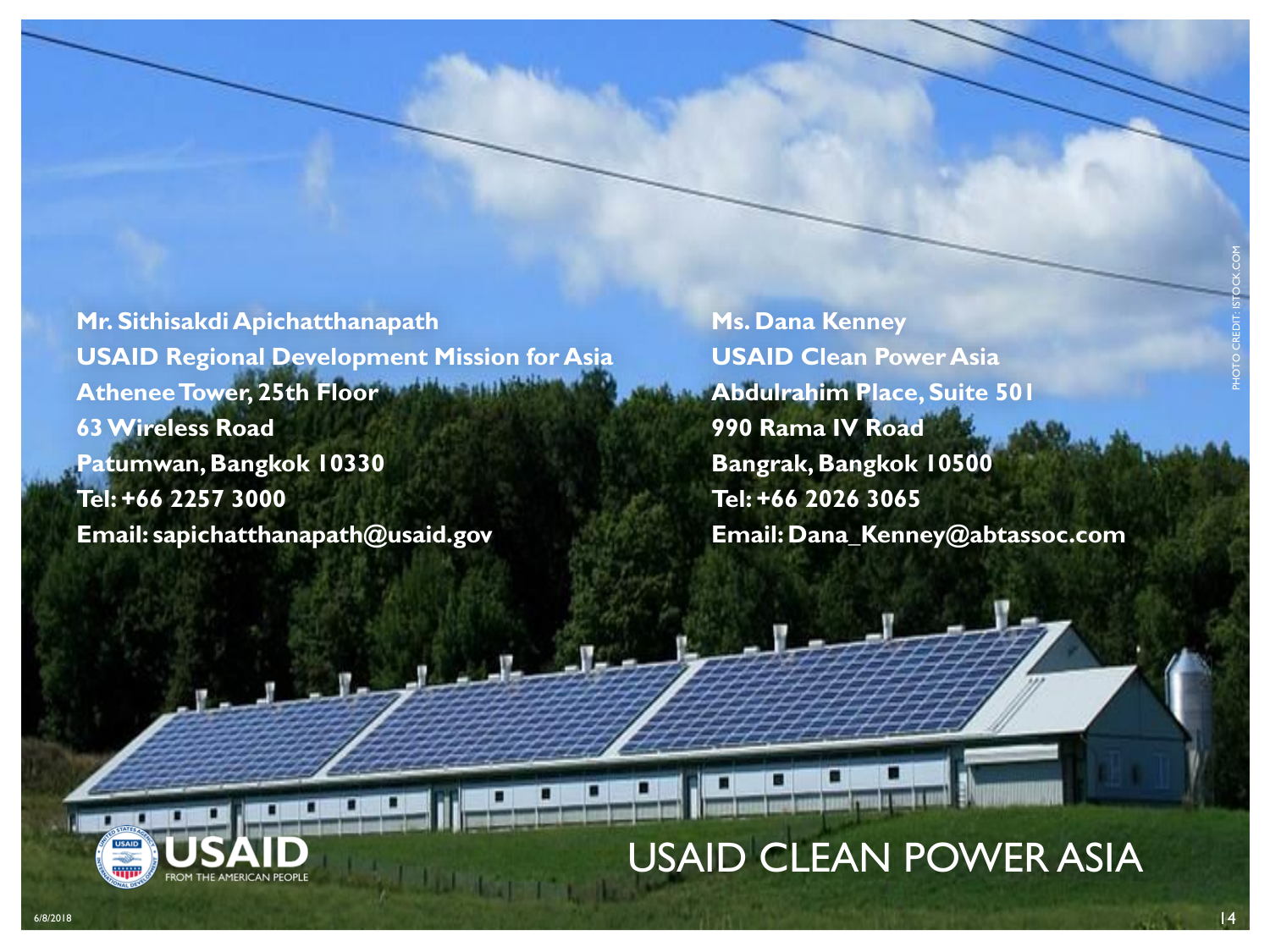**Mr. Sithisakdi Apichatthanapath**
**USAID Regional Development Mission for Asia**
**Athenee Tower, 25th Floor**
**63 Wireless Road**
**Patumwan, Bangkok 10330**
**Tel: +66 2257 3000**
**Email: sapichatthanapath@usaid.gov**

**Ms. Dana Kenney**
**USAID Clean Power Asia**
**Abdulrahim Place, Suite 501**
**990 Rama IV Road**
**Bangrak, Bangkok 10500**
**Tel: +66 2026 3065**
**Email: Dana_Kenney@abtassoc.com**

PHOTO CREDIT: ISTOCK.COM

USAID FROM THE AMERICAN PEOPLE

USAID CLEAN POWER ASIA

6/8/2018